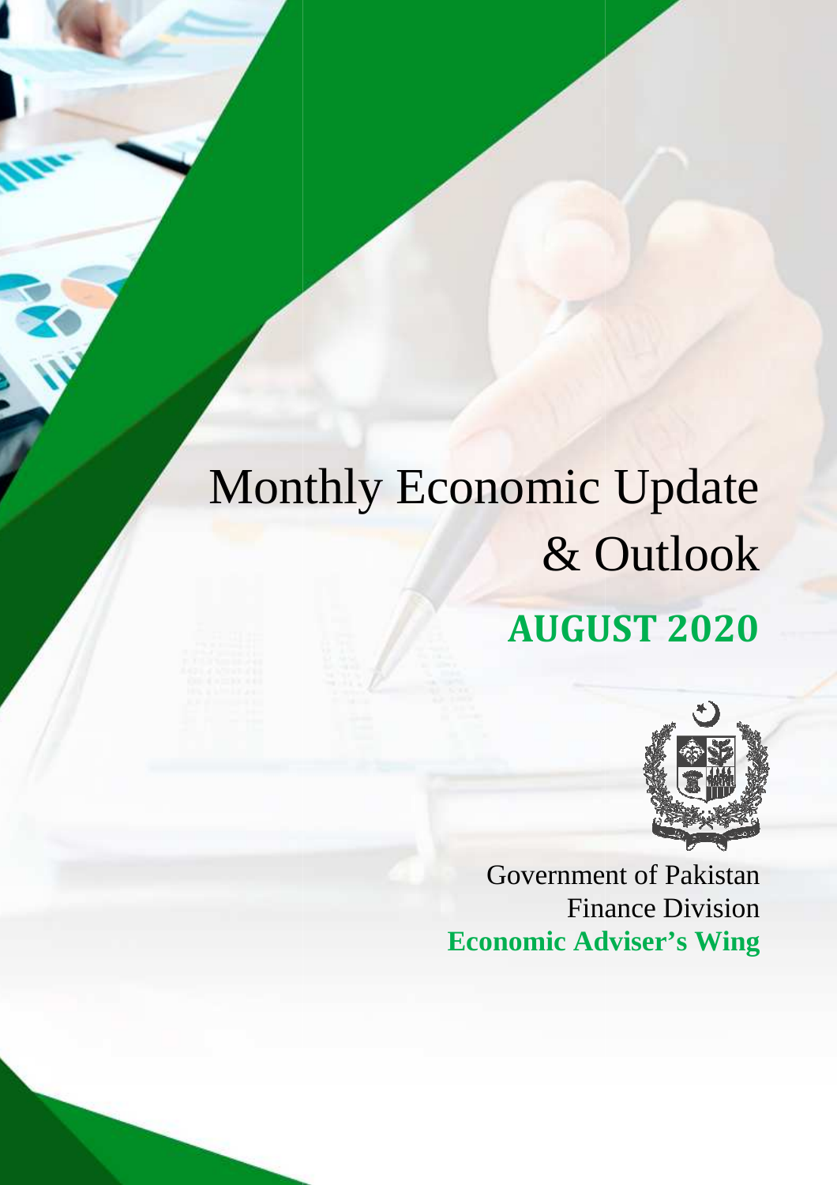# Monthly Economic Update & Outlook

## AUGUST 2020

Government of Pakistan
Finance Division
**Economic Adviser's Wing**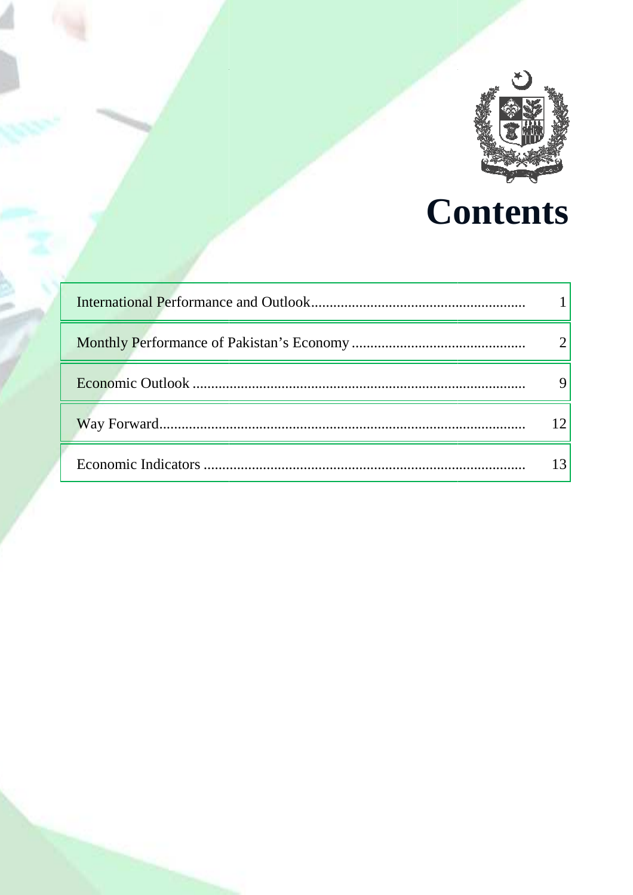# Contents

| | |
|---|---|
| International Performance and Outlook | 1 |
| Monthly Performance of Pakistan's Economy | 2 |
| Economic Outlook | 9 |
| Way Forward | 12 |
| Economic Indicators | 13 |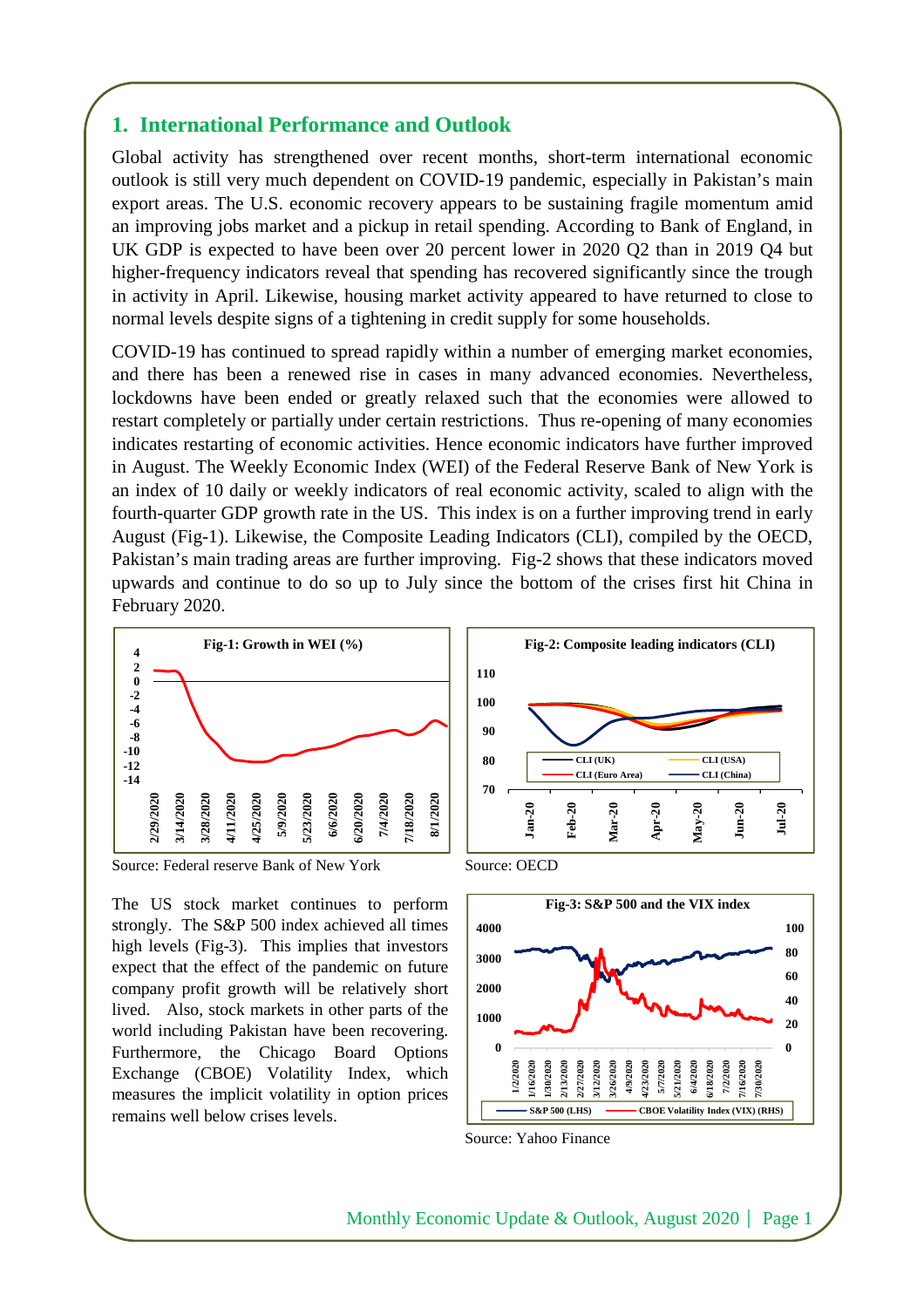## 1. International Performance and Outlook

Global activity has strengthened over recent months, short-term international economic outlook is still very much dependent on COVID-19 pandemic, especially in Pakistan's main export areas. The U.S. economic recovery appears to be sustaining fragile momentum amid an improving jobs market and a pickup in retail spending. According to Bank of England, in UK GDP is expected to have been over 20 percent lower in 2020 Q2 than in 2019 Q4 but higher-frequency indicators reveal that spending has recovered significantly since the trough in activity in April. Likewise, housing market activity appeared to have returned to close to normal levels despite signs of a tightening in credit supply for some households.

COVID-19 has continued to spread rapidly within a number of emerging market economies, and there has been a renewed rise in cases in many advanced economies. Nevertheless, lockdowns have been ended or greatly relaxed such that the economies were allowed to restart completely or partially under certain restrictions. Thus re-opening of many economies indicates restarting of economic activities. Hence economic indicators have further improved in August. The Weekly Economic Index (WEI) of the Federal Reserve Bank of New York is an index of 10 daily or weekly indicators of real economic activity, scaled to align with the fourth-quarter GDP growth rate in the US. This index is on a further improving trend in early August (Fig-1). Likewise, the Composite Leading Indicators (CLI), compiled by the OECD, Pakistan's main trading areas are further improving. Fig-2 shows that these indicators moved upwards and continue to do so up to July since the bottom of the crises first hit China in February 2020.

**Fig-1: Growth in WEI (%)**

Source: Federal reserve Bank of New York

**Fig-2: Composite leading indicators (CLI)**

Source: OECD

The US stock market continues to perform strongly. The S&P 500 index achieved all times high levels (Fig-3). This implies that investors expect that the effect of the pandemic on future company profit growth will be relatively short lived. Also, stock markets in other parts of the world including Pakistan have been recovering. Furthermore, the Chicago Board Options Exchange (CBOE) Volatility Index, which measures the implicit volatility in option prices remains well below crises levels.

**Fig-3: S&P 500 and the VIX index**

Source: Yahoo Finance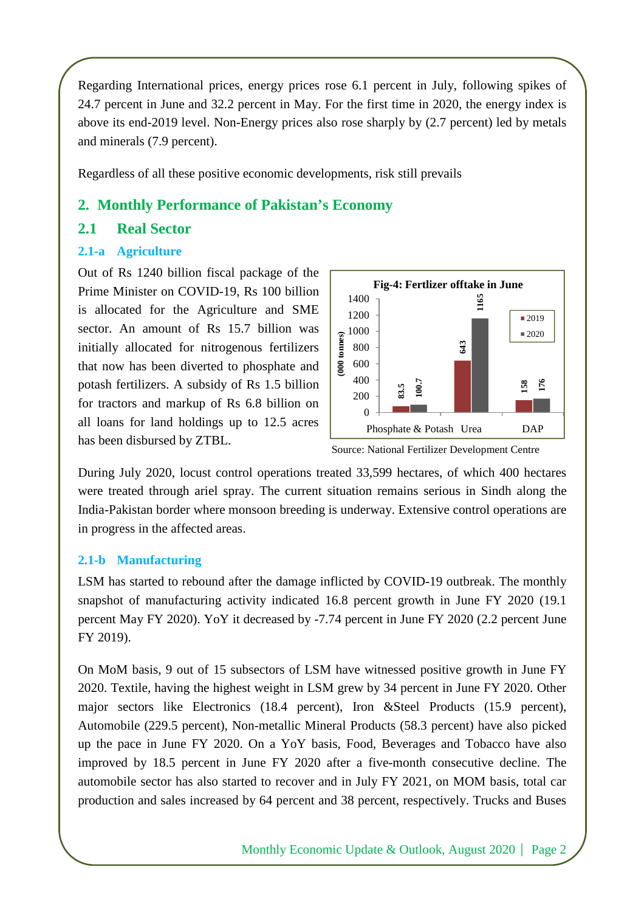Regarding International prices, energy prices rose 6.1 percent in July, following spikes of 24.7 percent in June and 32.2 percent in May. For the first time in 2020, the energy index is above its end-2019 level. Non-Energy prices also rose sharply by (2.7 percent) led by metals and minerals (7.9 percent).

Regardless of all these positive economic developments, risk still prevails

## 2. Monthly Performance of Pakistan's Economy

### 2.1 Real Sector

#### 2.1-a Agriculture

Out of Rs 1240 billion fiscal package of the Prime Minister on COVID-19, Rs 100 billion is allocated for the Agriculture and SME sector. An amount of Rs 15.7 billion was initially allocated for nitrogenous fertilizers that now has been diverted to phosphate and potash fertilizers. A subsidy of Rs 1.5 billion for tractors and markup of Rs 6.8 billion on all loans for land holdings up to 12.5 acres has been disbursed by ZTBL.

**Fig-4: Fertlizer offtake in June**

| (000 tonnes) | 2019 | 2020 |
|---|---|---|
| Phosphate & Potash | 83.5 | 100.7 |
| Urea | 643 | 1165 |
| DAP | 158 | 176 |

Source: National Fertilizer Development Centre

During July 2020, locust control operations treated 33,599 hectares, of which 400 hectares were treated through ariel spray. The current situation remains serious in Sindh along the India-Pakistan border where monsoon breeding is underway. Extensive control operations are in progress in the affected areas.

#### 2.1-b Manufacturing

LSM has started to rebound after the damage inflicted by COVID-19 outbreak. The monthly snapshot of manufacturing activity indicated 16.8 percent growth in June FY 2020 (19.1 percent May FY 2020). YoY it decreased by -7.74 percent in June FY 2020 (2.2 percent June FY 2019).

On MoM basis, 9 out of 15 subsectors of LSM have witnessed positive growth in June FY 2020. Textile, having the highest weight in LSM grew by 34 percent in June FY 2020. Other major sectors like Electronics (18.4 percent), Iron &Steel Products (15.9 percent), Automobile (229.5 percent), Non-metallic Mineral Products (58.3 percent) have also picked up the pace in June FY 2020. On a YoY basis, Food, Beverages and Tobacco have also improved by 18.5 percent in June FY 2020 after a five-month consecutive decline. The automobile sector has also started to recover and in July FY 2021, on MOM basis, total car production and sales increased by 64 percent and 38 percent, respectively. Trucks and Buses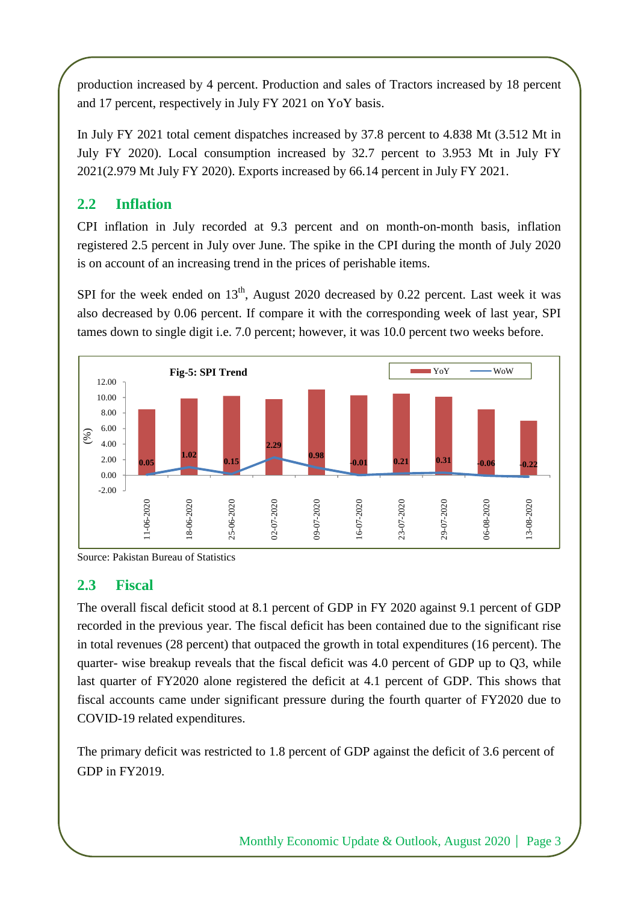production increased by 4 percent. Production and sales of Tractors increased by 18 percent and 17 percent, respectively in July FY 2021 on YoY basis.

In July FY 2021 total cement dispatches increased by 37.8 percent to 4.838 Mt (3.512 Mt in July FY 2020). Local consumption increased by 32.7 percent to 3.953 Mt in July FY 2021(2.979 Mt July FY 2020). Exports increased by 66.14 percent in July FY 2021.

## 2.2 Inflation

CPI inflation in July recorded at 9.3 percent and on month-on-month basis, inflation registered 2.5 percent in July over June. The spike in the CPI during the month of July 2020 is on account of an increasing trend in the prices of perishable items.

SPI for the week ended on 13th, August 2020 decreased by 0.22 percent. Last week it was also decreased by 0.06 percent. If compare it with the corresponding week of last year, SPI tames down to single digit i.e. 7.0 percent; however, it was 10.0 percent two weeks before.

**Fig-5: SPI Trend**

| Week | WoW (%) |
|---|---|
| 11-06-2020 | 0.05 |
| 18-06-2020 | 1.02 |
| 25-06-2020 | 0.15 |
| 02-07-2020 | 2.29 |
| 09-07-2020 | 0.98 |
| 16-07-2020 | -0.01 |
| 23-07-2020 | 0.21 |
| 29-07-2020 | 0.31 |
| 06-08-2020 | -0.06 |
| 13-08-2020 | -0.22 |

Source: Pakistan Bureau of Statistics

## 2.3 Fiscal

The overall fiscal deficit stood at 8.1 percent of GDP in FY 2020 against 9.1 percent of GDP recorded in the previous year. The fiscal deficit has been contained due to the significant rise in total revenues (28 percent) that outpaced the growth in total expenditures (16 percent). The quarter- wise breakup reveals that the fiscal deficit was 4.0 percent of GDP up to Q3, while last quarter of FY2020 alone registered the deficit at 4.1 percent of GDP. This shows that fiscal accounts came under significant pressure during the fourth quarter of FY2020 due to COVID-19 related expenditures.

The primary deficit was restricted to 1.8 percent of GDP against the deficit of 3.6 percent of GDP in FY2019.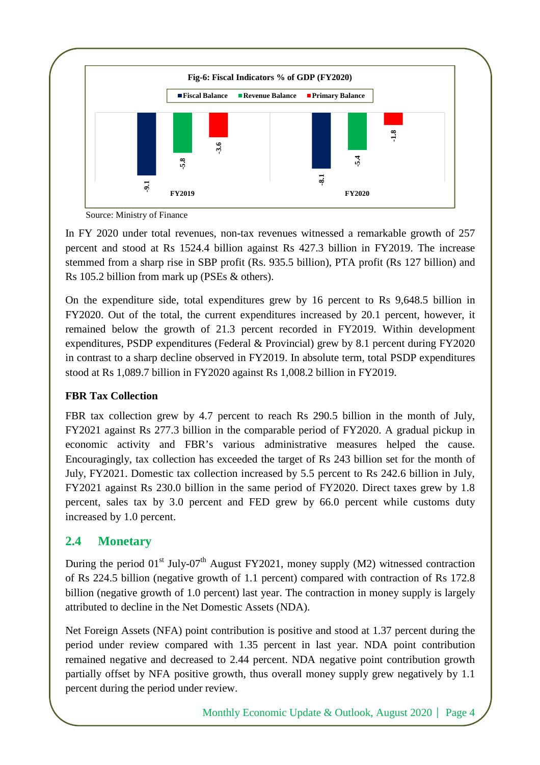**Fig-6: Fiscal Indicators % of GDP (FY2020)**

| | Fiscal Balance | Revenue Balance | Primary Balance |
|---|---|---|---|
| FY2019 | -9.1 | -5.8 | -3.6 |
| FY2020 | -8.1 | -5.4 | -1.8 |

Source: Ministry of Finance

In FY 2020 under total revenues, non-tax revenues witnessed a remarkable growth of 257 percent and stood at Rs 1524.4 billion against Rs 427.3 billion in FY2019. The increase stemmed from a sharp rise in SBP profit (Rs. 935.5 billion), PTA profit (Rs 127 billion) and Rs 105.2 billion from mark up (PSEs & others).

On the expenditure side, total expenditures grew by 16 percent to Rs 9,648.5 billion in FY2020. Out of the total, the current expenditures increased by 20.1 percent, however, it remained below the growth of 21.3 percent recorded in FY2019. Within development expenditures, PSDP expenditures (Federal & Provincial) grew by 8.1 percent during FY2020 in contrast to a sharp decline observed in FY2019. In absolute term, total PSDP expenditures stood at Rs 1,089.7 billion in FY2020 against Rs 1,008.2 billion in FY2019.

**FBR Tax Collection**

FBR tax collection grew by 4.7 percent to reach Rs 290.5 billion in the month of July, FY2021 against Rs 277.3 billion in the comparable period of FY2020. A gradual pickup in economic activity and FBR's various administrative measures helped the cause. Encouragingly, tax collection has exceeded the target of Rs 243 billion set for the month of July, FY2021. Domestic tax collection increased by 5.5 percent to Rs 242.6 billion in July, FY2021 against Rs 230.0 billion in the same period of FY2020. Direct taxes grew by 1.8 percent, sales tax by 3.0 percent and FED grew by 66.0 percent while customs duty increased by 1.0 percent.

## 2.4 Monetary

During the period 01st July-07th August FY2021, money supply (M2) witnessed contraction of Rs 224.5 billion (negative growth of 1.1 percent) compared with contraction of Rs 172.8 billion (negative growth of 1.0 percent) last year. The contraction in money supply is largely attributed to decline in the Net Domestic Assets (NDA).

Net Foreign Assets (NFA) point contribution is positive and stood at 1.37 percent during the period under review compared with 1.35 percent in last year. NDA point contribution remained negative and decreased to 2.44 percent. NDA negative point contribution growth partially offset by NFA positive growth, thus overall money supply grew negatively by 1.1 percent during the period under review.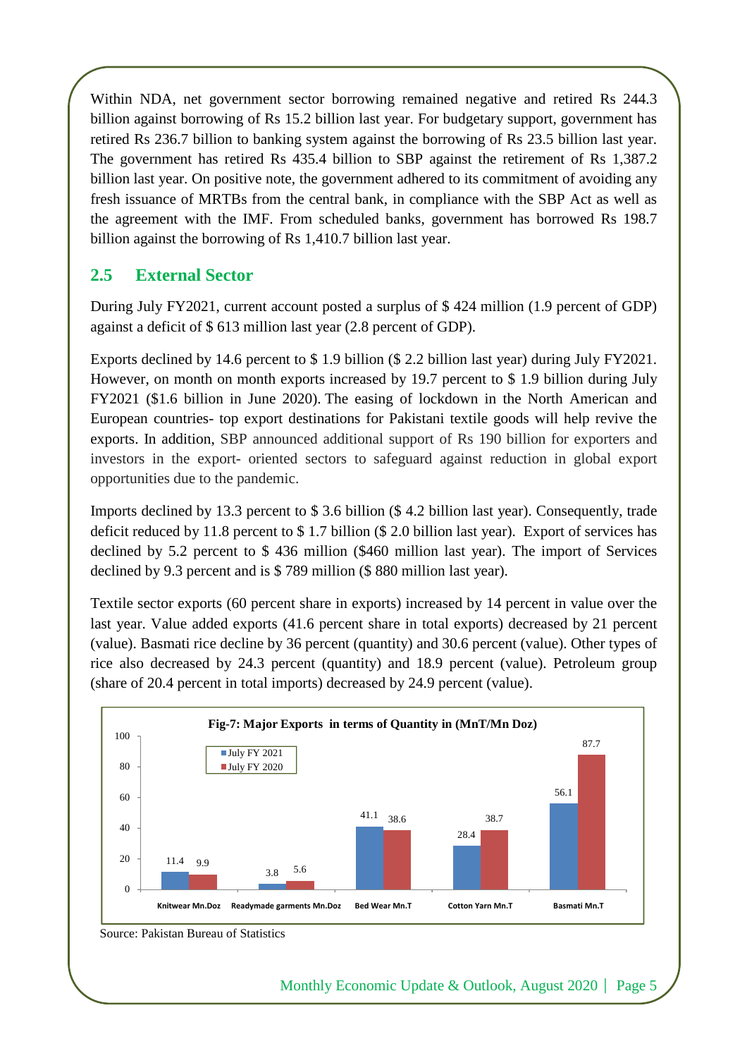Within NDA, net government sector borrowing remained negative and retired Rs 244.3 billion against borrowing of Rs 15.2 billion last year. For budgetary support, government has retired Rs 236.7 billion to banking system against the borrowing of Rs 23.5 billion last year. The government has retired Rs 435.4 billion to SBP against the retirement of Rs 1,387.2 billion last year. On positive note, the government adhered to its commitment of avoiding any fresh issuance of MRTBs from the central bank, in compliance with the SBP Act as well as the agreement with the IMF. From scheduled banks, government has borrowed Rs 198.7 billion against the borrowing of Rs 1,410.7 billion last year.

## 2.5 External Sector

During July FY2021, current account posted a surplus of $ 424 million (1.9 percent of GDP) against a deficit of $ 613 million last year (2.8 percent of GDP).

Exports declined by 14.6 percent to $ 1.9 billion ($ 2.2 billion last year) during July FY2021. However, on month on month exports increased by 19.7 percent to $ 1.9 billion during July FY2021 ($1.6 billion in June 2020). The easing of lockdown in the North American and European countries- top export destinations for Pakistani textile goods will help revive the exports. In addition, SBP announced additional support of Rs 190 billion for exporters and investors in the export- oriented sectors to safeguard against reduction in global export opportunities due to the pandemic.

Imports declined by 13.3 percent to $ 3.6 billion ($ 4.2 billion last year). Consequently, trade deficit reduced by 11.8 percent to $ 1.7 billion ($ 2.0 billion last year). Export of services has declined by 5.2 percent to $ 436 million ($460 million last year). The import of Services declined by 9.3 percent and is $ 789 million ($ 880 million last year).

Textile sector exports (60 percent share in exports) increased by 14 percent in value over the last year. Value added exports (41.6 percent share in total exports) decreased by 21 percent (value). Basmati rice decline by 36 percent (quantity) and 30.6 percent (value). Other types of rice also decreased by 24.3 percent (quantity) and 18.9 percent (value). Petroleum group (share of 20.4 percent in total imports) decreased by 24.9 percent (value).

**Fig-7: Major Exports in terms of Quantity in (MnT/Mn Doz)**

| | July FY 2021 | July FY 2020 |
|---|---|---|
| Knitwear Mn.Doz | 11.4 | 9.9 |
| Readymade garments Mn.Doz | 3.8 | 5.6 |
| Bed Wear Mn.T | 41.1 | 38.6 |
| Cotton Yarn Mn.T | 28.4 | 38.7 |
| Basmati Mn.T | 56.1 | 87.7 |

Source: Pakistan Bureau of Statistics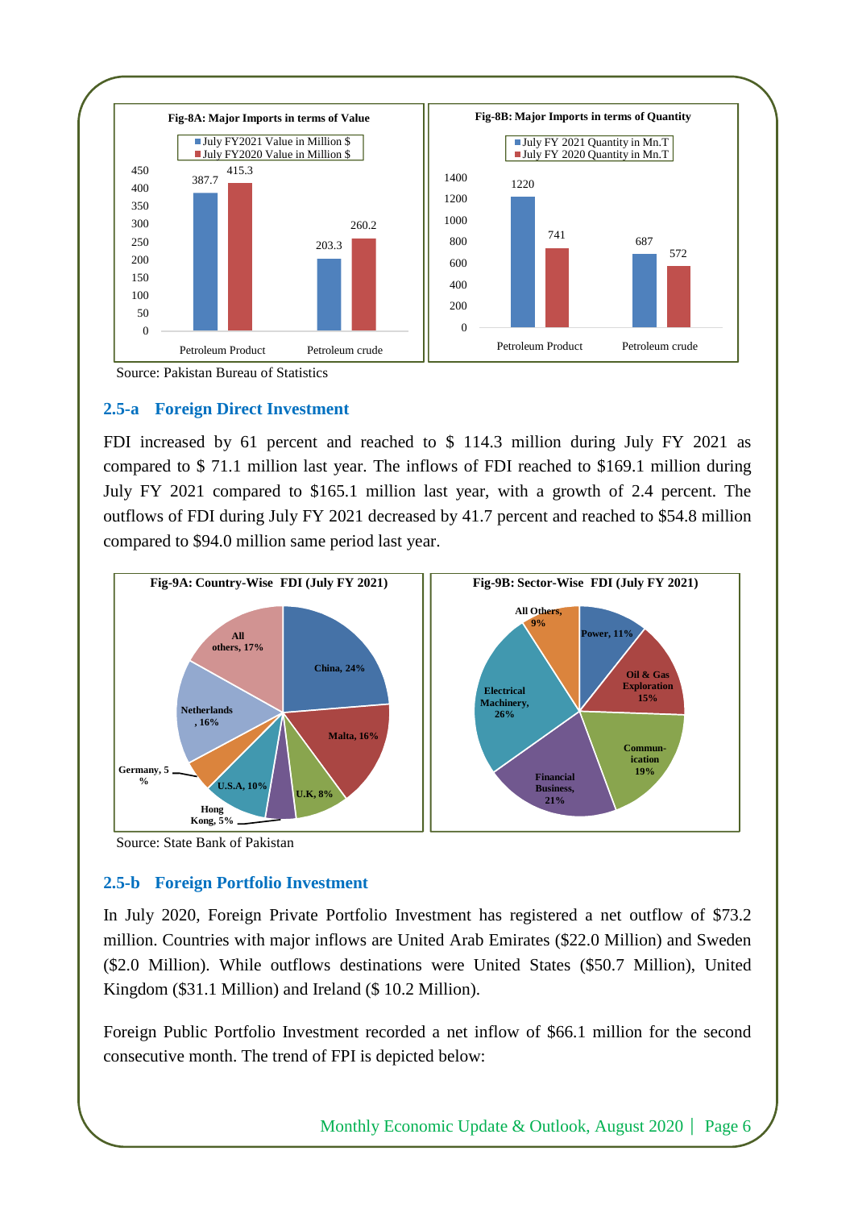**Fig-8A: Major Imports in terms of Value**

| | July FY2021 Value in Million $ | July FY2020 Value in Million $ |
|---|---|---|
| Petroleum Product | 387.7 | 415.3 |
| Petroleum crude | 203.3 | 260.2 |

**Fig-8B: Major Imports in terms of Quantity**

| | July FY 2021 Quantity in Mn.T | July FY 2020 Quantity in Mn.T |
|---|---|---|
| Petroleum Product | 1220 | 741 |
| Petroleum crude | 687 | 572 |

Source: Pakistan Bureau of Statistics

## 2.5-a Foreign Direct Investment

FDI increased by 61 percent and reached to $ 114.3 million during July FY 2021 as compared to $ 71.1 million last year. The inflows of FDI reached to $169.1 million during July FY 2021 compared to $165.1 million last year, with a growth of 2.4 percent. The outflows of FDI during July FY 2021 decreased by 41.7 percent and reached to $54.8 million compared to $94.0 million same period last year.

**Fig-9A: Country-Wise FDI (July FY 2021)**

| Country | Share |
|---|---|
| China | 24% |
| Malta | 16% |
| U.K | 8% |
| Hong Kong | 5% |
| U.S.A | 10% |
| Germany | 5% |
| Netherlands | 16% |
| All others | 17% |

**Fig-9B: Sector-Wise FDI (July FY 2021)**

| Sector | Share |
|---|---|
| Power | 11% |
| Oil & Gas Exploration | 15% |
| Communication | 19% |
| Financial Business | 21% |
| Electrical Machinery | 26% |
| All Others | 9% |

Source: State Bank of Pakistan

## 2.5-b Foreign Portfolio Investment

In July 2020, Foreign Private Portfolio Investment has registered a net outflow of $73.2 million. Countries with major inflows are United Arab Emirates ($22.0 Million) and Sweden ($2.0 Million). While outflows destinations were United States ($50.7 Million), United Kingdom ($31.1 Million) and Ireland ($ 10.2 Million).

Foreign Public Portfolio Investment recorded a net inflow of $66.1 million for the second consecutive month. The trend of FPI is depicted below: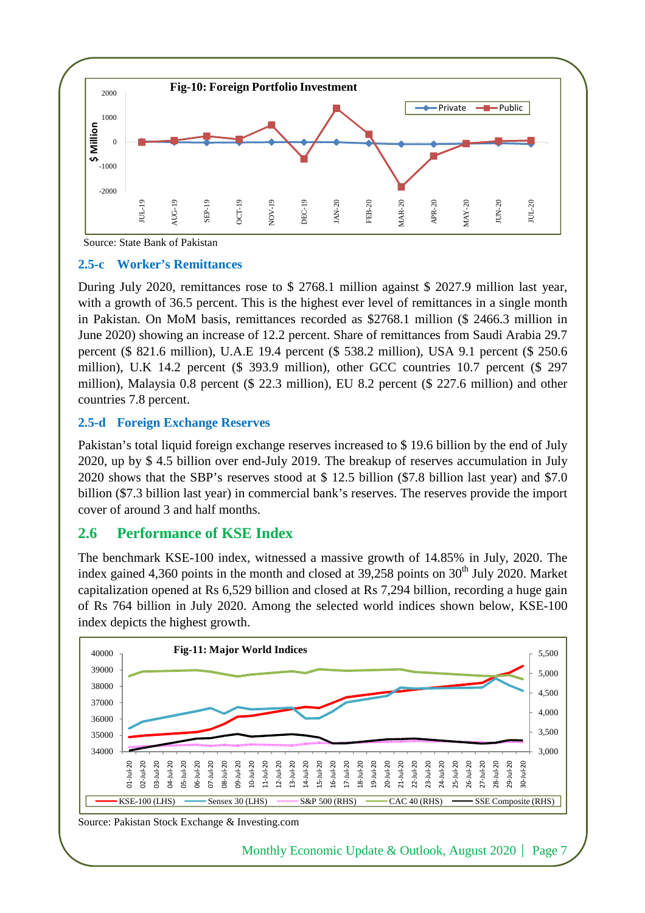**Fig-10: Foreign Portfolio Investment**

Source: State Bank of Pakistan

### 2.5-c Worker's Remittances

During July 2020, remittances rose to \$ 2768.1 million against \$ 2027.9 million last year, with a growth of 36.5 percent. This is the highest ever level of remittances in a single month in Pakistan. On MoM basis, remittances recorded as \$2768.1 million (\$ 2466.3 million in June 2020) showing an increase of 12.2 percent. Share of remittances from Saudi Arabia 29.7 percent (\$ 821.6 million), U.A.E 19.4 percent (\$ 538.2 million), USA 9.1 percent (\$ 250.6 million), U.K 14.2 percent (\$ 393.9 million), other GCC countries 10.7 percent (\$ 297 million), Malaysia 0.8 percent (\$ 22.3 million), EU 8.2 percent (\$ 227.6 million) and other countries 7.8 percent.

### 2.5-d Foreign Exchange Reserves

Pakistan's total liquid foreign exchange reserves increased to \$ 19.6 billion by the end of July 2020, up by \$ 4.5 billion over end-July 2019. The breakup of reserves accumulation in July 2020 shows that the SBP's reserves stood at \$ 12.5 billion (\$7.8 billion last year) and \$7.0 billion (\$7.3 billion last year) in commercial bank's reserves. The reserves provide the import cover of around 3 and half months.

## 2.6 Performance of KSE Index

The benchmark KSE-100 index, witnessed a massive growth of 14.85% in July, 2020. The index gained 4,360 points in the month and closed at 39,258 points on 30th July 2020. Market capitalization opened at Rs 6,529 billion and closed at Rs 7,294 billion, recording a huge gain of Rs 764 billion in July 2020. Among the selected world indices shown below, KSE-100 index depicts the highest growth.

**Fig-11: Major World Indices**

Source: Pakistan Stock Exchange & Investing.com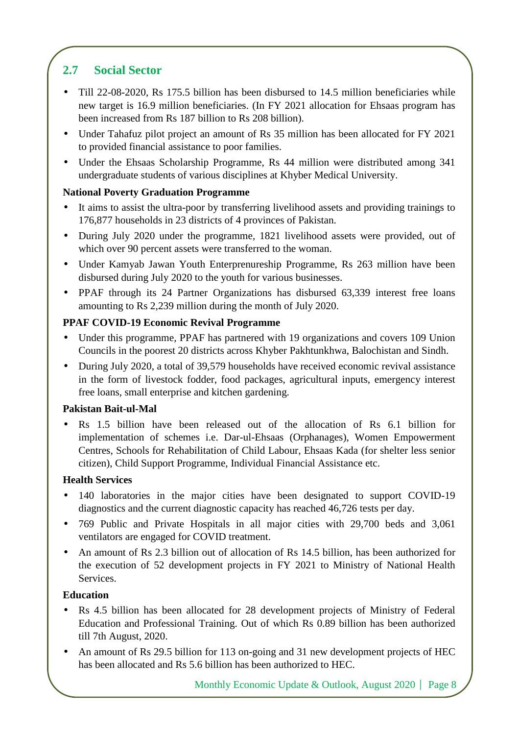## 2.7 Social Sector

- Till 22-08-2020, Rs 175.5 billion has been disbursed to 14.5 million beneficiaries while new target is 16.9 million beneficiaries. (In FY 2021 allocation for Ehsaas program has been increased from Rs 187 billion to Rs 208 billion).
- Under Tahafuz pilot project an amount of Rs 35 million has been allocated for FY 2021 to provided financial assistance to poor families.
- Under the Ehsaas Scholarship Programme, Rs 44 million were distributed among 341 undergraduate students of various disciplines at Khyber Medical University.

**National Poverty Graduation Programme**

- It aims to assist the ultra-poor by transferring livelihood assets and providing trainings to 176,877 households in 23 districts of 4 provinces of Pakistan.
- During July 2020 under the programme, 1821 livelihood assets were provided, out of which over 90 percent assets were transferred to the woman.
- Under Kamyab Jawan Youth Enterprenureship Programme, Rs 263 million have been disbursed during July 2020 to the youth for various businesses.
- PPAF through its 24 Partner Organizations has disbursed 63,339 interest free loans amounting to Rs 2,239 million during the month of July 2020.

**PPAF COVID-19 Economic Revival Programme**

- Under this programme, PPAF has partnered with 19 organizations and covers 109 Union Councils in the poorest 20 districts across Khyber Pakhtunkhwa, Balochistan and Sindh.
- During July 2020, a total of 39,579 households have received economic revival assistance in the form of livestock fodder, food packages, agricultural inputs, emergency interest free loans, small enterprise and kitchen gardening.

**Pakistan Bait-ul-Mal**

- Rs 1.5 billion have been released out of the allocation of Rs 6.1 billion for implementation of schemes i.e. Dar-ul-Ehsaas (Orphanages), Women Empowerment Centres, Schools for Rehabilitation of Child Labour, Ehsaas Kada (for shelter less senior citizen), Child Support Programme, Individual Financial Assistance etc.

**Health Services**

- 140 laboratories in the major cities have been designated to support COVID-19 diagnostics and the current diagnostic capacity has reached 46,726 tests per day.
- 769 Public and Private Hospitals in all major cities with 29,700 beds and 3,061 ventilators are engaged for COVID treatment.
- An amount of Rs 2.3 billion out of allocation of Rs 14.5 billion, has been authorized for the execution of 52 development projects in FY 2021 to Ministry of National Health Services.

**Education**

- Rs 4.5 billion has been allocated for 28 development projects of Ministry of Federal Education and Professional Training. Out of which Rs 0.89 billion has been authorized till 7th August, 2020.
- An amount of Rs 29.5 billion for 113 on-going and 31 new development projects of HEC has been allocated and Rs 5.6 billion has been authorized to HEC.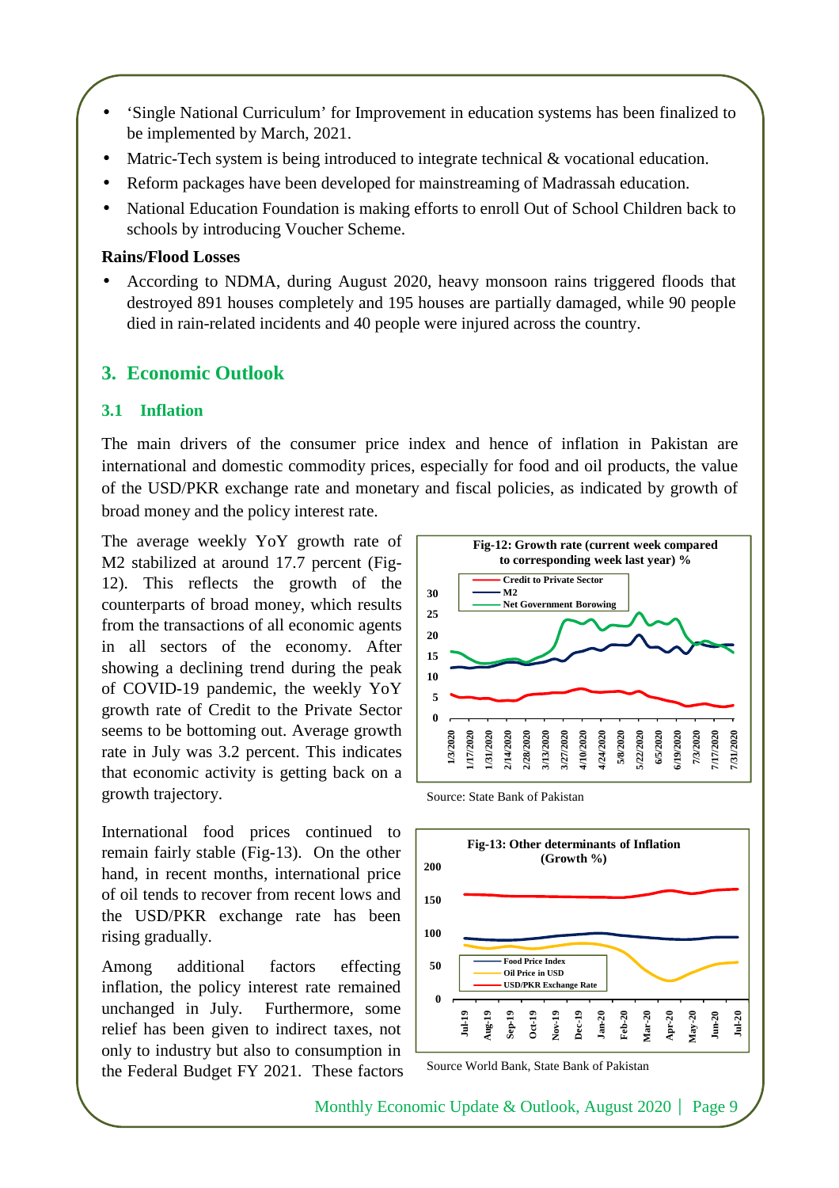- 'Single National Curriculum' for Improvement in education systems has been finalized to be implemented by March, 2021.
- Matric-Tech system is being introduced to integrate technical & vocational education.
- Reform packages have been developed for mainstreaming of Madrassah education.
- National Education Foundation is making efforts to enroll Out of School Children back to schools by introducing Voucher Scheme.

**Rains/Flood Losses**

- According to NDMA, during August 2020, heavy monsoon rains triggered floods that destroyed 891 houses completely and 195 houses are partially damaged, while 90 people died in rain-related incidents and 40 people were injured across the country.

## 3. Economic Outlook

### 3.1 Inflation

The main drivers of the consumer price index and hence of inflation in Pakistan are international and domestic commodity prices, especially for food and oil products, the value of the USD/PKR exchange rate and monetary and fiscal policies, as indicated by growth of broad money and the policy interest rate.

The average weekly YoY growth rate of M2 stabilized at around 17.7 percent (Fig-12). This reflects the growth of the counterparts of broad money, which results from the transactions of all economic agents in all sectors of the economy. After showing a declining trend during the peak of COVID-19 pandemic, the weekly YoY growth rate of Credit to the Private Sector seems to be bottoming out. Average growth rate in July was 3.2 percent. This indicates that economic activity is getting back on a growth trajectory.

**Fig-12: Growth rate (current week compared to corresponding week last year) %**

Source: State Bank of Pakistan

International food prices continued to remain fairly stable (Fig-13). On the other hand, in recent months, international price of oil tends to recover from recent lows and the USD/PKR exchange rate has been rising gradually.

**Fig-13: Other determinants of Inflation (Growth %)**

Source World Bank, State Bank of Pakistan

Among additional factors effecting inflation, the policy interest rate remained unchanged in July. Furthermore, some relief has been given to indirect taxes, not only to industry but also to consumption in the Federal Budget FY 2021. These factors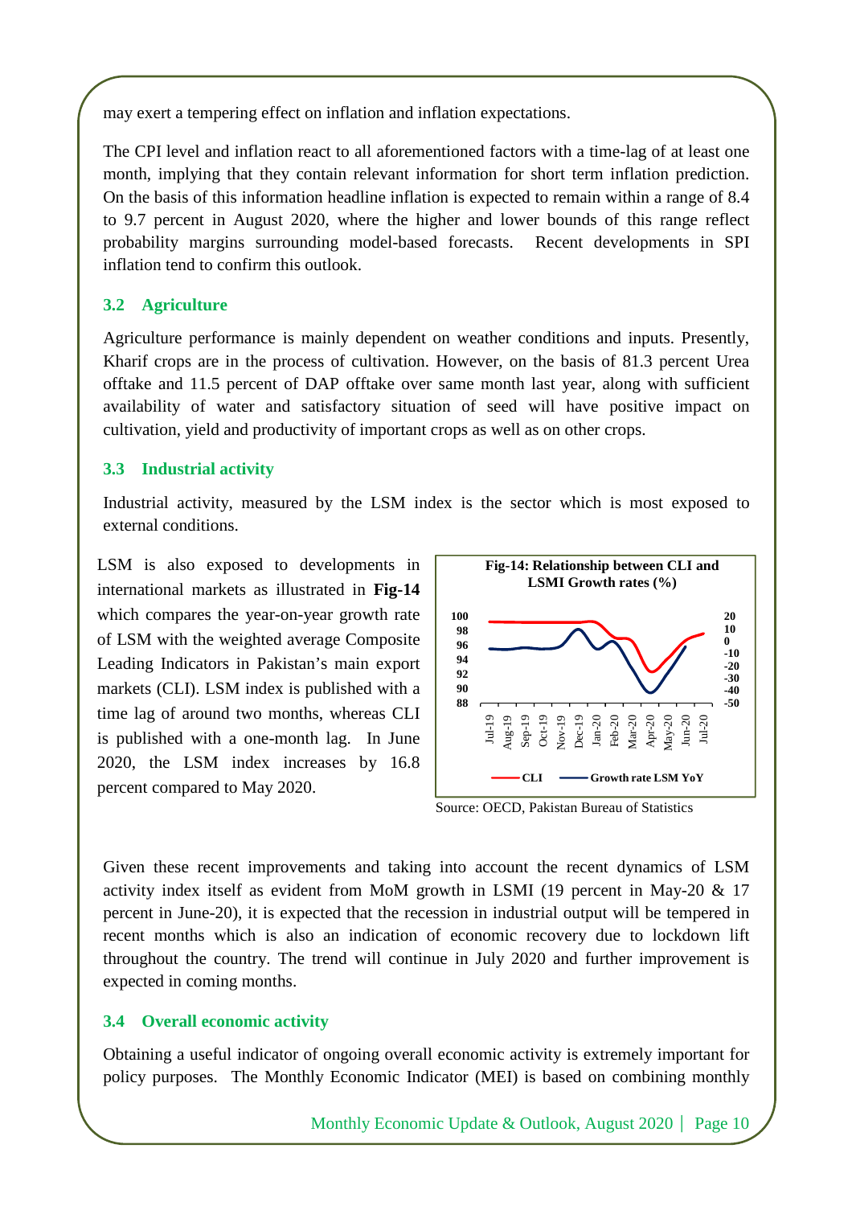may exert a tempering effect on inflation and inflation expectations.

The CPI level and inflation react to all aforementioned factors with a time-lag of at least one month, implying that they contain relevant information for short term inflation prediction. On the basis of this information headline inflation is expected to remain within a range of 8.4 to 9.7 percent in August 2020, where the higher and lower bounds of this range reflect probability margins surrounding model-based forecasts. Recent developments in SPI inflation tend to confirm this outlook.

### 3.2 Agriculture

Agriculture performance is mainly dependent on weather conditions and inputs. Presently, Kharif crops are in the process of cultivation. However, on the basis of 81.3 percent Urea offtake and 11.5 percent of DAP offtake over same month last year, along with sufficient availability of water and satisfactory situation of seed will have positive impact on cultivation, yield and productivity of important crops as well as on other crops.

### 3.3 Industrial activity

Industrial activity, measured by the LSM index is the sector which is most exposed to external conditions.

LSM is also exposed to developments in international markets as illustrated in **Fig-14** which compares the year-on-year growth rate of LSM with the weighted average Composite Leading Indicators in Pakistan's main export markets (CLI). LSM index is published with a time lag of around two months, whereas CLI is published with a one-month lag. In June 2020, the LSM index increases by 16.8 percent compared to May 2020.

**Fig-14: Relationship between CLI and LSMI Growth rates (%)**

Source: OECD, Pakistan Bureau of Statistics

Given these recent improvements and taking into account the recent dynamics of LSM activity index itself as evident from MoM growth in LSMI (19 percent in May-20 & 17 percent in June-20), it is expected that the recession in industrial output will be tempered in recent months which is also an indication of economic recovery due to lockdown lift throughout the country. The trend will continue in July 2020 and further improvement is expected in coming months.

### 3.4 Overall economic activity

Obtaining a useful indicator of ongoing overall economic activity is extremely important for policy purposes. The Monthly Economic Indicator (MEI) is based on combining monthly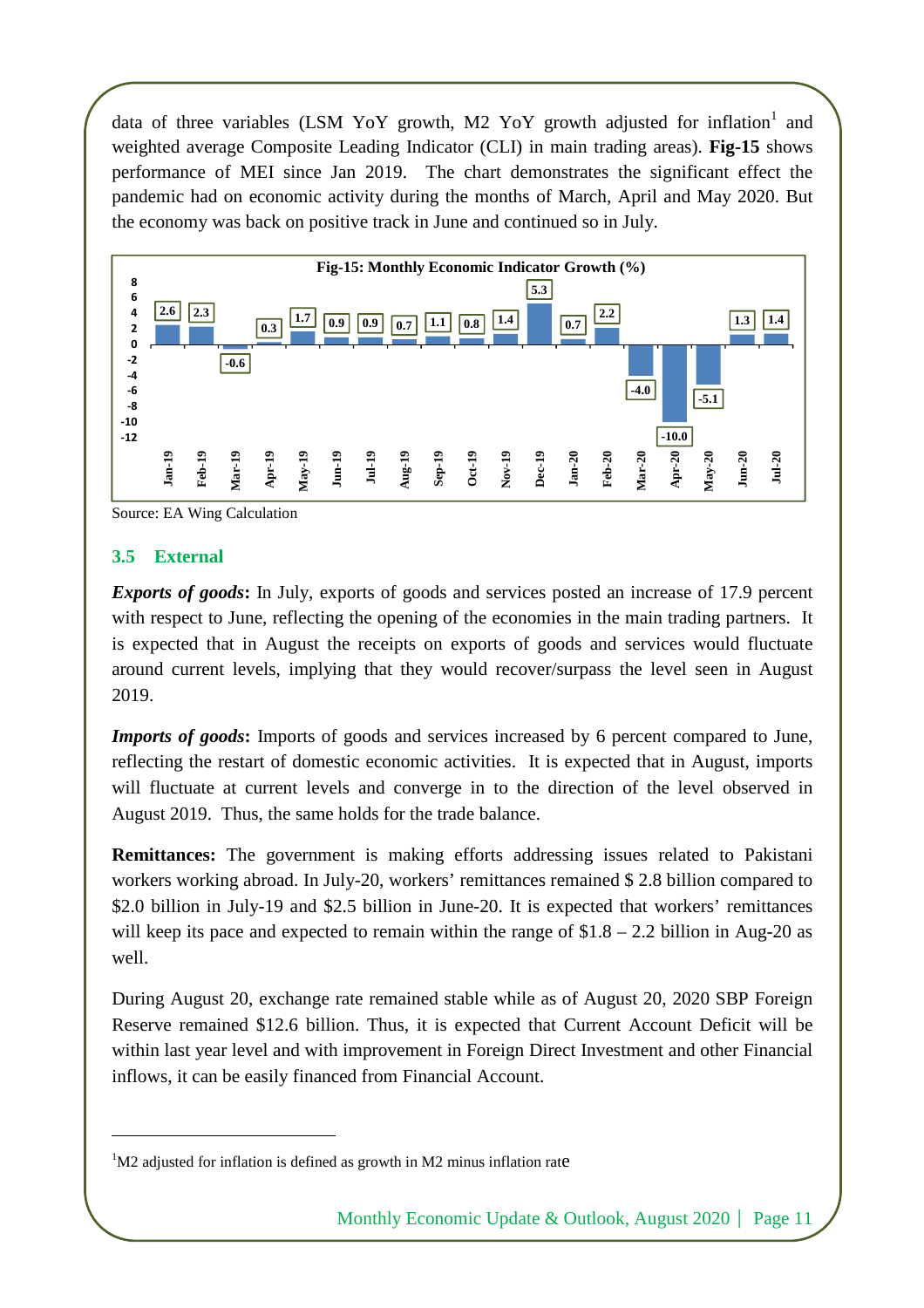data of three variables (LSM YoY growth, M2 YoY growth adjusted for inflation[1] and weighted average Composite Leading Indicator (CLI) in main trading areas). **Fig-15** shows performance of MEI since Jan 2019. The chart demonstrates the significant effect the pandemic had on economic activity during the months of March, April and May 2020. But the economy was back on positive track in June and continued so in July.

**Fig-15: Monthly Economic Indicator Growth (%)**

| Month | Growth (%) |
|---|---|
| Jan-19 | 2.6 |
| Feb-19 | 2.3 |
| Mar-19 | -0.6 |
| Apr-19 | 0.3 |
| May-19 | 1.7 |
| Jun-19 | 0.9 |
| Jul-19 | 0.9 |
| Aug-19 | 0.7 |
| Sep-19 | 1.1 |
| Oct-19 | 0.8 |
| Nov-19 | 1.4 |
| Dec-19 | 5.3 |
| Jan-20 | 0.7 |
| Feb-20 | 2.2 |
| Mar-20 | -4.0 |
| Apr-20 | -10.0 |
| May-20 | -5.1 |
| Jun-20 | 1.3 |
| Jul-20 | 1.4 |

Source: EA Wing Calculation

### 3.5 External

***Exports of goods*:** In July, exports of goods and services posted an increase of 17.9 percent with respect to June, reflecting the opening of the economies in the main trading partners. It is expected that in August the receipts on exports of goods and services would fluctuate around current levels, implying that they would recover/surpass the level seen in August 2019.

***Imports of goods*:** Imports of goods and services increased by 6 percent compared to June, reflecting the restart of domestic economic activities. It is expected that in August, imports will fluctuate at current levels and converge in to the direction of the level observed in August 2019. Thus, the same holds for the trade balance.

**Remittances:** The government is making efforts addressing issues related to Pakistani workers working abroad. In July-20, workers' remittances remained $ 2.8 billion compared to $2.0 billion in July-19 and $2.5 billion in June-20. It is expected that workers' remittances will keep its pace and expected to remain within the range of $1.8 – 2.2 billion in Aug-20 as well.

During August 20, exchange rate remained stable while as of August 20, 2020 SBP Foreign Reserve remained $12.6 billion. Thus, it is expected that Current Account Deficit will be within last year level and with improvement in Foreign Direct Investment and other Financial inflows, it can be easily financed from Financial Account.

---

[1] M2 adjusted for inflation is defined as growth in M2 minus inflation rate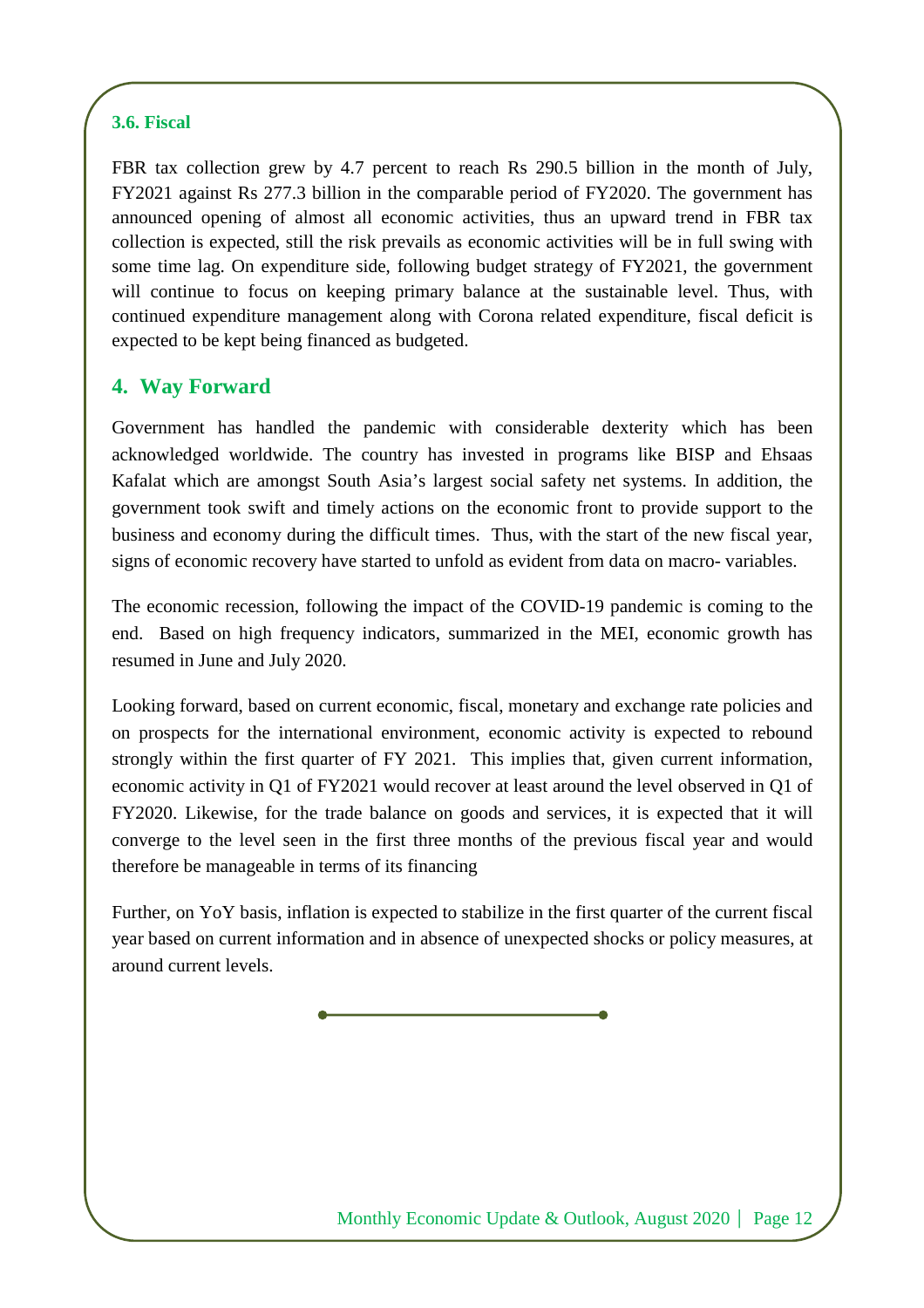### 3.6. Fiscal

FBR tax collection grew by 4.7 percent to reach Rs 290.5 billion in the month of July, FY2021 against Rs 277.3 billion in the comparable period of FY2020. The government has announced opening of almost all economic activities, thus an upward trend in FBR tax collection is expected, still the risk prevails as economic activities will be in full swing with some time lag. On expenditure side, following budget strategy of FY2021, the government will continue to focus on keeping primary balance at the sustainable level. Thus, with continued expenditure management along with Corona related expenditure, fiscal deficit is expected to be kept being financed as budgeted.

## 4. Way Forward

Government has handled the pandemic with considerable dexterity which has been acknowledged worldwide. The country has invested in programs like BISP and Ehsaas Kafalat which are amongst South Asia's largest social safety net systems. In addition, the government took swift and timely actions on the economic front to provide support to the business and economy during the difficult times. Thus, with the start of the new fiscal year, signs of economic recovery have started to unfold as evident from data on macro- variables.

The economic recession, following the impact of the COVID-19 pandemic is coming to the end. Based on high frequency indicators, summarized in the MEI, economic growth has resumed in June and July 2020.

Looking forward, based on current economic, fiscal, monetary and exchange rate policies and on prospects for the international environment, economic activity is expected to rebound strongly within the first quarter of FY 2021. This implies that, given current information, economic activity in Q1 of FY2021 would recover at least around the level observed in Q1 of FY2020. Likewise, for the trade balance on goods and services, it is expected that it will converge to the level seen in the first three months of the previous fiscal year and would therefore be manageable in terms of its financing

Further, on YoY basis, inflation is expected to stabilize in the first quarter of the current fiscal year based on current information and in absence of unexpected shocks or policy measures, at around current levels.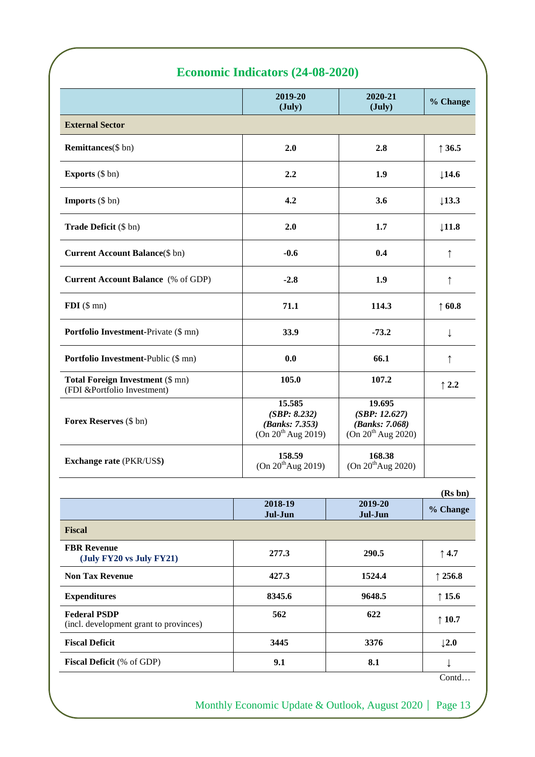## Economic Indicators (24-08-2020)

| | 2019-20 (July) | 2020-21 (July) | % Change |
|---|---|---|---|
| **External Sector** | | | |
| **Remittances**($ bn) | **2.0** | **2.8** | **↑ 36.5** |
| **Exports** ($ bn) | **2.2** | **1.9** | **↓14.6** |
| **Imports** ($ bn) | **4.2** | **3.6** | **↓13.3** |
| **Trade Deficit** ($ bn) | **2.0** | **1.7** | **↓11.8** |
| **Current Account Balance**($ bn) | **-0.6** | **0.4** | ↑ |
| **Current Account Balance** (% of GDP) | **-2.8** | **1.9** | ↑ |
| **FDI** ($ mn) | **71.1** | **114.3** | **↑ 60.8** |
| **Portfolio Investment**-Private ($ mn) | **33.9** | **-73.2** | ↓ |
| **Portfolio Investment**-Public ($ mn) | **0.0** | **66.1** | ↑ |
| **Total Foreign Investment** ($ mn) (FDI &Portfolio Investment) | **105.0** | **107.2** | **↑ 2.2** |
| **Forex Reserves** ($ bn) | **15.585** ***(SBP: 8.232)*** ***(Banks: 7.353)*** (On 20th Aug 2019) | **19.695** ***(SBP: 12.627)*** ***(Banks: 7.068)*** (On 20th Aug 2020) | |
| **Exchange rate** (PKR/US$) | **158.59** (On 20th Aug 2019) | **168.38** (On 20th Aug 2020) | |

**(Rs bn)**

| | 2018-19 Jul-Jun | 2019-20 Jul-Jun | % Change |
|---|---|---|---|
| **Fiscal** | | | |
| **FBR Revenue** **(July FY20 vs July FY21)** | **277.3** | **290.5** | **↑ 4.7** |
| **Non Tax Revenue** | **427.3** | **1524.4** | **↑ 256.8** |
| **Expenditures** | **8345.6** | **9648.5** | **↑ 15.6** |
| **Federal PSDP** (incl. development grant to provinces) | **562** | **622** | **↑ 10.7** |
| **Fiscal Deficit** | **3445** | **3376** | **↓2.0** |
| **Fiscal Deficit** (% of GDP) | **9.1** | **8.1** | ↓ |

Contd…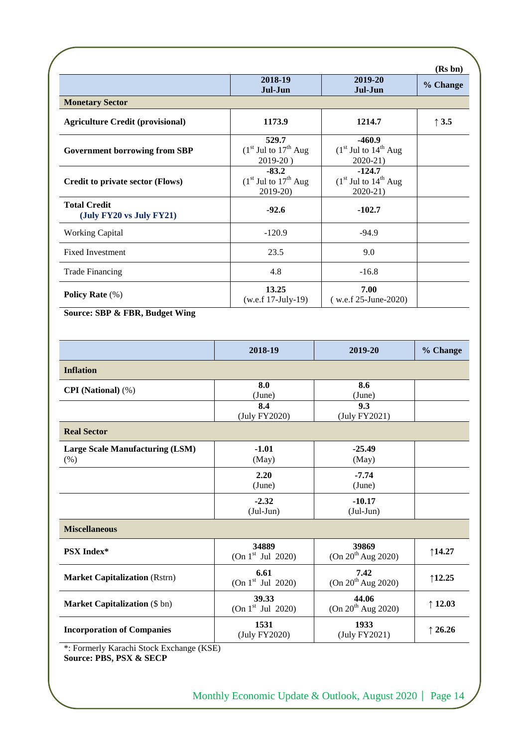(Rs bn)

| | 2018-19 Jul-Jun | 2019-20 Jul-Jun | % Change |
|---|---|---|---|
| **Monetary Sector** | | | |
| **Agriculture Credit (provisional)** | **1173.9** | **1214.7** | **↑ 3.5** |
| **Government borrowing from SBP** | **529.7** (1st Jul to 17th Aug 2019-20 ) | **-460.9** (1st Jul to 14th Aug 2020-21) | |
| **Credit to private sector (Flows)** | **-83.2** (1st Jul to 17th Aug 2019-20) | **-124.7** (1st Jul to 14th Aug 2020-21) | |
| **Total Credit (July FY20 vs July FY21)** | **-92.6** | **-102.7** | |
| Working Capital | -120.9 | -94.9 | |
| Fixed Investment | 23.5 | 9.0 | |
| Trade Financing | 4.8 | -16.8 | |
| **Policy Rate** (%) | **13.25** (w.e.f 17-July-19) | **7.00** ( w.e.f 25-June-2020) | |

**Source: SBP & FBR, Budget Wing**

| | 2018-19 | 2019-20 | % Change |
|---|---|---|---|
| **Inflation** | | | |
| **CPI (National)** (%) | **8.0** (June) | **8.6** (June) | |
| | **8.4** (July FY2020) | **9.3** (July FY2021) | |
| **Real Sector** | | | |
| **Large Scale Manufacturing (LSM)** (%) | **-1.01** (May) | **-25.49** (May) | |
| | **2.20** (June) | **-7.74** (June) | |
| | **-2.32** (Jul-Jun) | **-10.17** (Jul-Jun) | |
| **Miscellaneous** | | | |
| **PSX Index*** | **34889** (On 1st Jul 2020) | **39869** (On 20th Aug 2020) | **↑14.27** |
| **Market Capitalization** (Rstrn) | **6.61** (On 1st Jul 2020) | **7.42** (On 20th Aug 2020) | **↑12.25** |
| **Market Capitalization** ($ bn) | **39.33** (On 1st Jul 2020) | **44.06** (On 20th Aug 2020) | **↑ 12.03** |
| **Incorporation of Companies** | **1531** (July FY2020) | **1933** (July FY2021) | **↑ 26.26** |

*: Formerly Karachi Stock Exchange (KSE)
**Source: PBS, PSX & SECP**